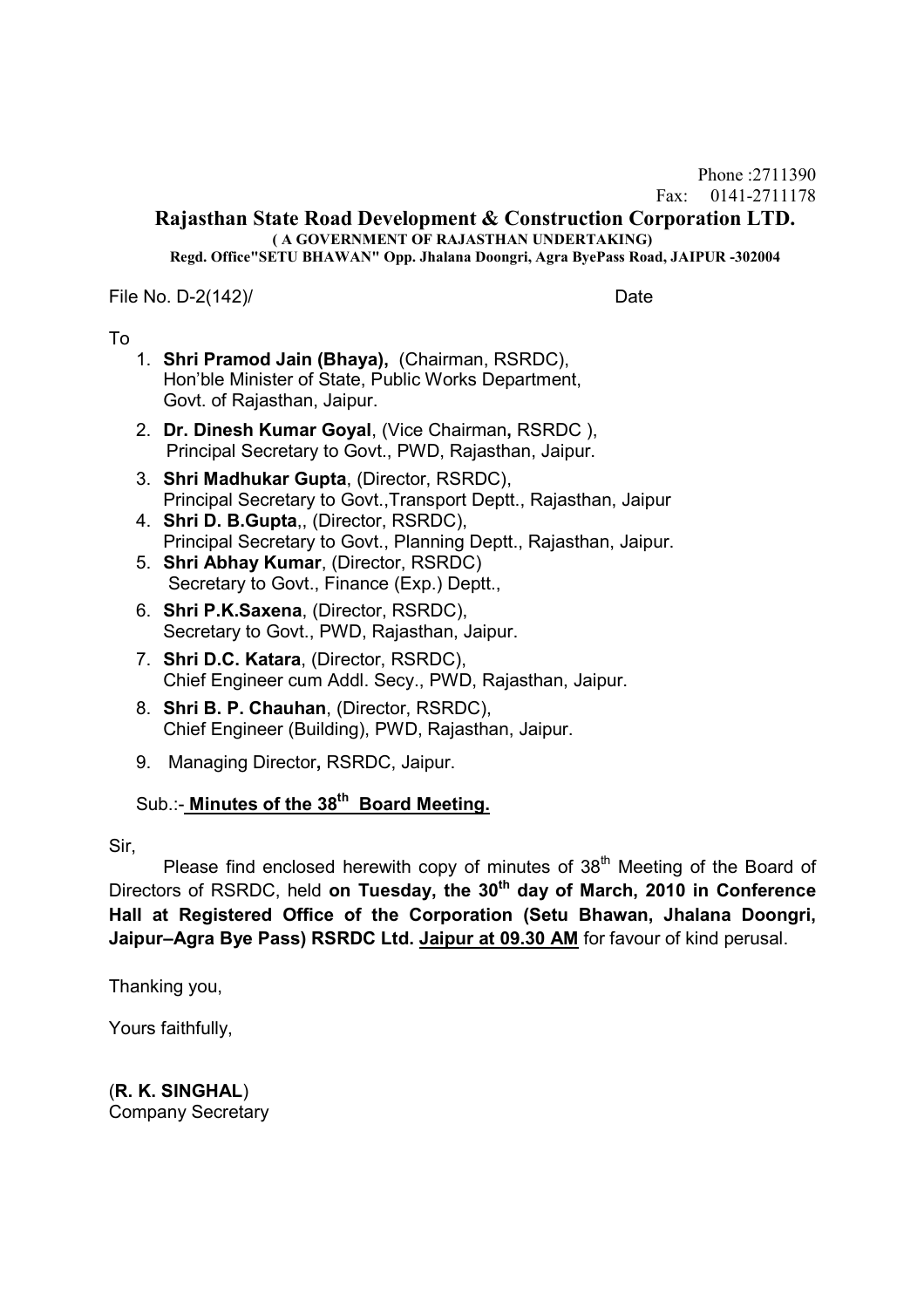Phone :2711390
Fax: 0141-2711178

# Rajasthan State Road Development & Construction Corporation LTD.

**( A GOVERNMENT OF RAJASTHAN UNDERTAKING)**

**Regd. Office"SETU BHAWAN" Opp. Jhalana Doongri, Agra ByePass Road, JAIPUR -302004**

File No. D-2(142)/ Date

To

1. **Shri Pramod Jain (Bhaya),** (Chairman, RSRDC), Hon'ble Minister of State, Public Works Department, Govt. of Rajasthan, Jaipur.
2. **Dr. Dinesh Kumar Goyal**, (Vice Chairman**,** RSRDC ), Principal Secretary to Govt., PWD, Rajasthan, Jaipur.
3. **Shri Madhukar Gupta**, (Director, RSRDC), Principal Secretary to Govt.,Transport Deptt., Rajasthan, Jaipur
4. **Shri D. B.Gupta**,, (Director, RSRDC), Principal Secretary to Govt., Planning Deptt., Rajasthan, Jaipur.
5. **Shri Abhay Kumar**, (Director, RSRDC) Secretary to Govt., Finance (Exp.) Deptt.,
6. **Shri P.K.Saxena**, (Director, RSRDC), Secretary to Govt., PWD, Rajasthan, Jaipur.
7. **Shri D.C. Katara**, (Director, RSRDC), Chief Engineer cum Addl. Secy., PWD, Rajasthan, Jaipur.
8. **Shri B. P. Chauhan**, (Director, RSRDC), Chief Engineer (Building), PWD, Rajasthan, Jaipur.
9. Managing Director**,** RSRDC, Jaipur.

Sub.:- **Minutes of the 38th Board Meeting.**

Sir,

Please find enclosed herewith copy of minutes of 38th Meeting of the Board of Directors of RSRDC, held **on Tuesday, the 30th day of March, 2010 in Conference Hall at Registered Office of the Corporation (Setu Bhawan, Jhalana Doongri, Jaipur–Agra Bye Pass) RSRDC Ltd. Jaipur at 09.30 AM** for favour of kind perusal.

Thanking you,

Yours faithfully,

(**R. K. SINGHAL**)
Company Secretary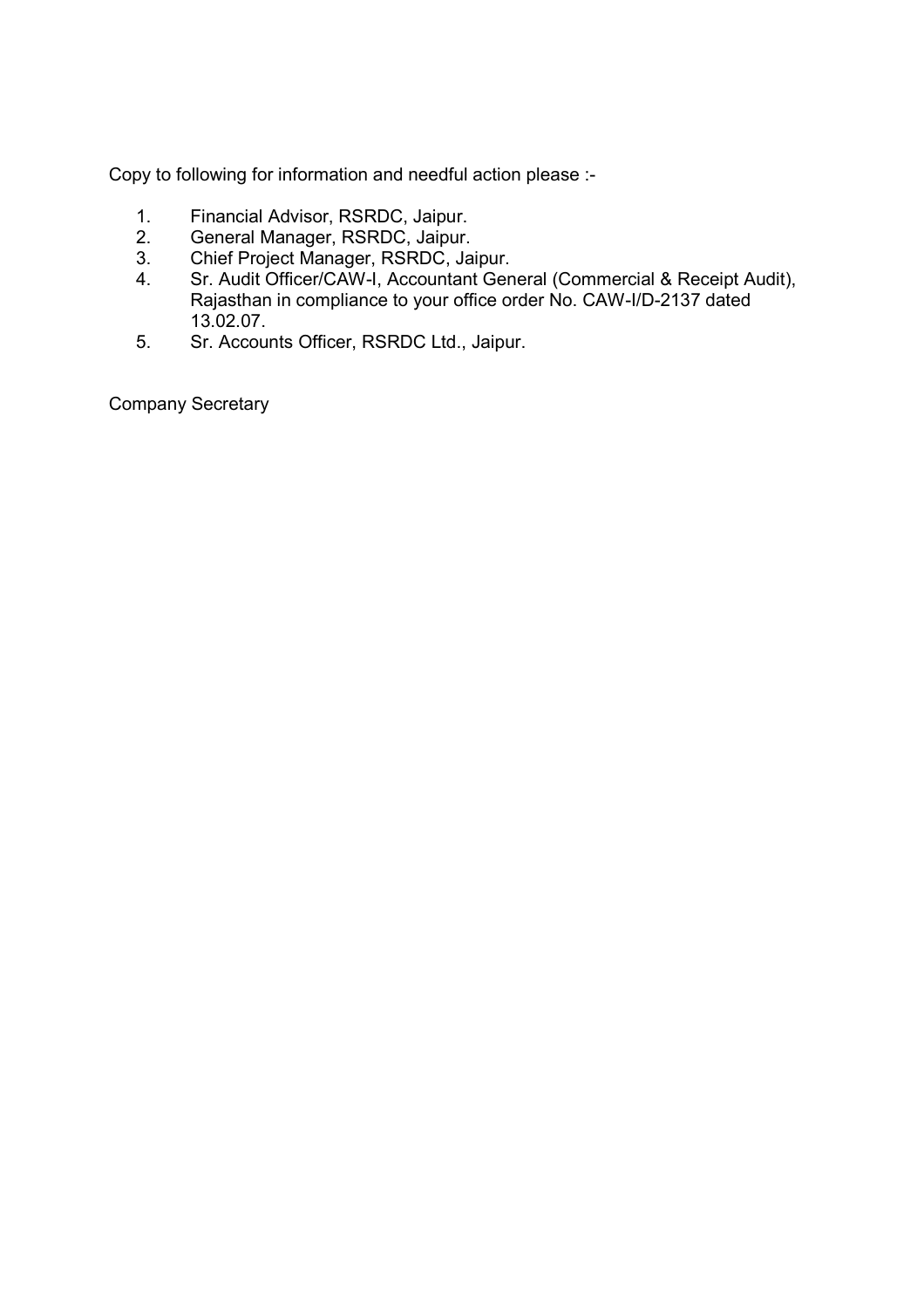Copy to following for information and needful action please :-

1. Financial Advisor, RSRDC, Jaipur.
2. General Manager, RSRDC, Jaipur.
3. Chief Project Manager, RSRDC, Jaipur.
4. Sr. Audit Officer/CAW-I, Accountant General (Commercial & Receipt Audit), Rajasthan in compliance to your office order No. CAW-I/D-2137 dated 13.02.07.
5. Sr. Accounts Officer, RSRDC Ltd., Jaipur.

Company Secretary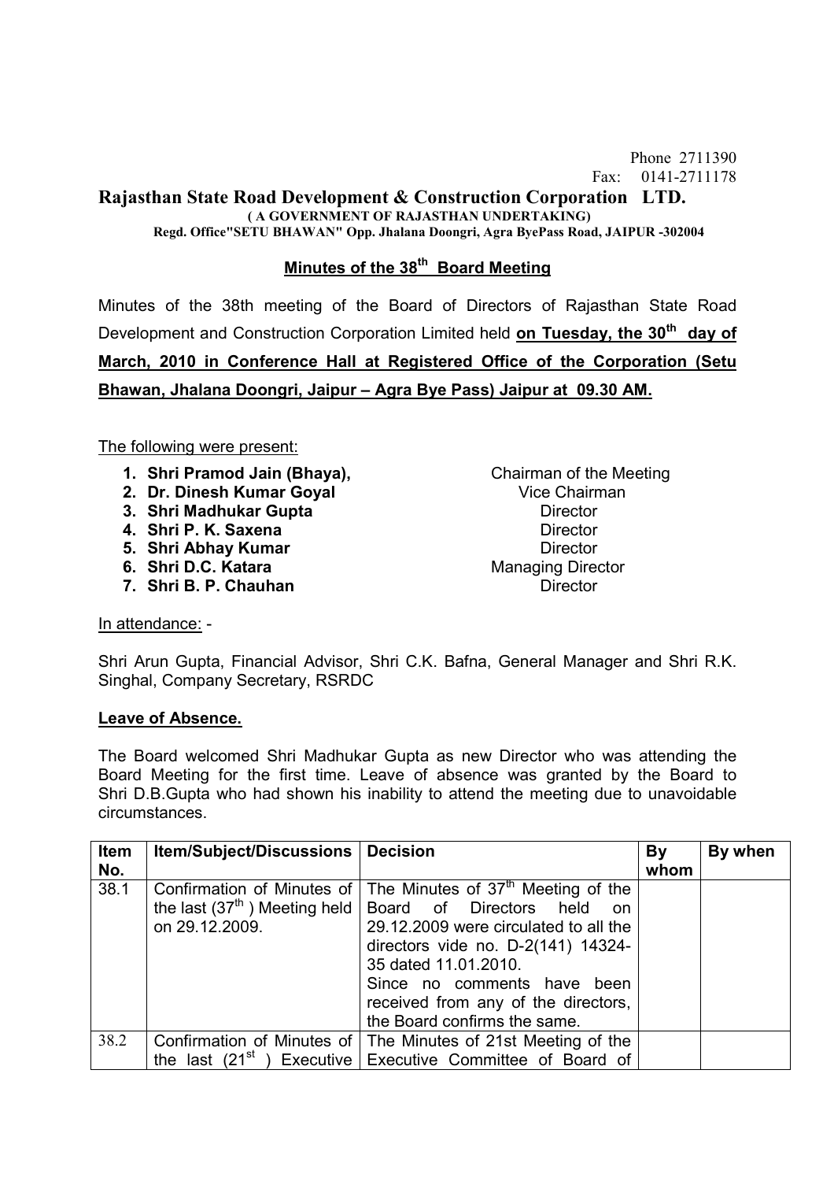Phone 2711390
Fax: 0141-2711178

# Rajasthan State Road Development & Construction Corporation LTD.

**( A GOVERNMENT OF RAJASTHAN UNDERTAKING)**
**Regd. Office"SETU BHAWAN" Opp. Jhalana Doongri, Agra ByePass Road, JAIPUR -302004**

## Minutes of the 38th Board Meeting

Minutes of the 38th meeting of the Board of Directors of Rajasthan State Road Development and Construction Corporation Limited held **on Tuesday, the 30th day of March, 2010 in Conference Hall at Registered Office of the Corporation (Setu Bhawan, Jhalana Doongri, Jaipur – Agra Bye Pass) Jaipur at 09.30 AM.**

The following were present:

1. **Shri Pramod Jain (Bhaya),** Chairman of the Meeting
2. **Dr. Dinesh Kumar Goyal** Vice Chairman
3. **Shri Madhukar Gupta** Director
4. **Shri P. K. Saxena** Director
5. **Shri Abhay Kumar** Director
6. **Shri D.C. Katara** Managing Director
7. **Shri B. P. Chauhan** Director

In attendance: -

Shri Arun Gupta, Financial Advisor, Shri C.K. Bafna, General Manager and Shri R.K. Singhal, Company Secretary, RSRDC

**Leave of Absence.**

The Board welcomed Shri Madhukar Gupta as new Director who was attending the Board Meeting for the first time. Leave of absence was granted by the Board to Shri D.B.Gupta who had shown his inability to attend the meeting due to unavoidable circumstances.

| Item No. | Item/Subject/Discussions | Decision | By whom | By when |
|---|---|---|---|---|
| 38.1 | Confirmation of Minutes of the last (37th ) Meeting held on 29.12.2009. | The Minutes of 37th Meeting of the Board of Directors held on 29.12.2009 were circulated to all the directors vide no. D-2(141) 14324-35 dated 11.01.2010. Since no comments have been received from any of the directors, the Board confirms the same. | | |
| 38.2 | Confirmation of Minutes of the last (21st ) Executive | The Minutes of 21st Meeting of the Executive Committee of Board of | | |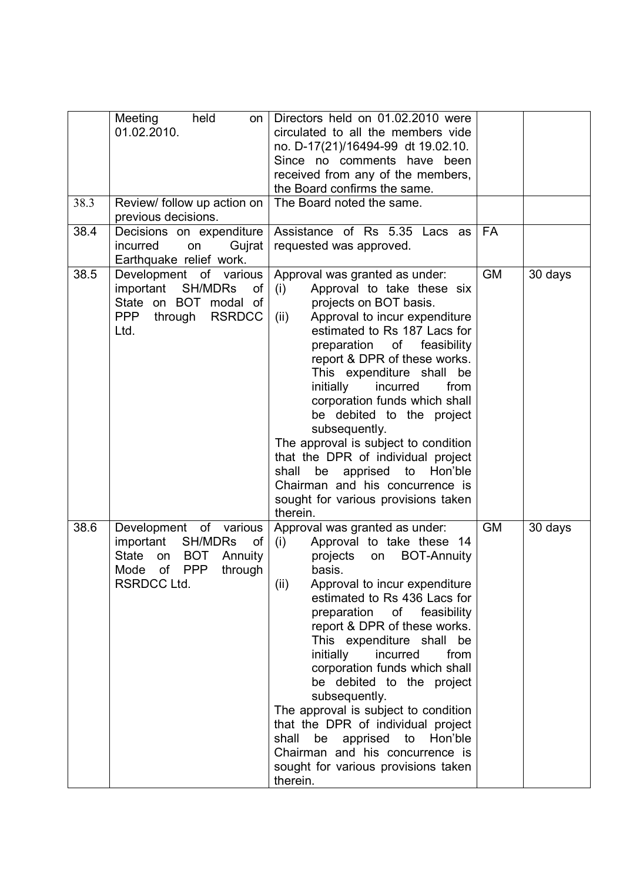|  |  |  |  |  |
|---|---|---|---|---|
|  | Meeting held on 01.02.2010. | Directors held on 01.02.2010 were circulated to all the members vide no. D-17(21)/16494-99 dt 19.02.10. Since no comments have been received from any of the members, the Board confirms the same. |  |  |
| 38.3 | Review/ follow up action on previous decisions. | The Board noted the same. |  |  |
| 38.4 | Decisions on expenditure incurred on Gujrat Earthquake relief work. | Assistance of Rs 5.35 Lacs as requested was approved. | FA |  |
| 38.5 | Development of various important SH/MDRs of State on BOT modal of PPP through RSRDCC Ltd. | Approval was granted as under:<br>(i) Approval to take these six projects on BOT basis.<br>(ii) Approval to incur expenditure estimated to Rs 187 Lacs for preparation of feasibility report & DPR of these works. This expenditure shall be initially incurred from corporation funds which shall be debited to the project subsequently.<br>The approval is subject to condition that the DPR of individual project shall be apprised to Hon'ble Chairman and his concurrence is sought for various provisions taken therein. | GM | 30 days |
| 38.6 | Development of various important SH/MDRs of State on BOT Annuity Mode of PPP through RSRDCC Ltd. | Approval was granted as under:<br>(i) Approval to take these 14 projects on BOT-Annuity basis.<br>(ii) Approval to incur expenditure estimated to Rs 436 Lacs for preparation of feasibility report & DPR of these works. This expenditure shall be initially incurred from corporation funds which shall be debited to the project subsequently.<br>The approval is subject to condition that the DPR of individual project shall be apprised to Hon'ble Chairman and his concurrence is sought for various provisions taken therein. | GM | 30 days |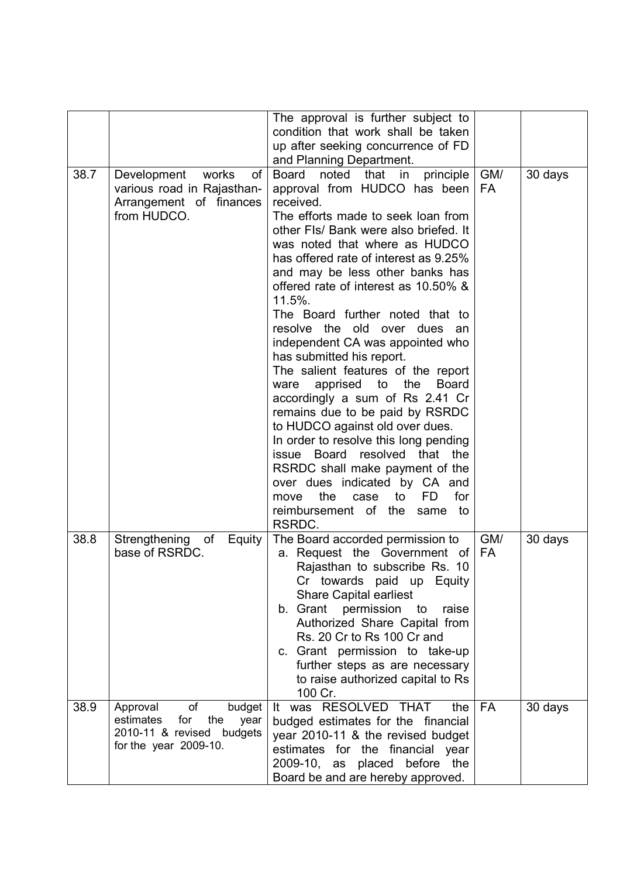| | | | | |
|---|---|---|---|---|
| | | The approval is further subject to condition that work shall be taken up after seeking concurrence of FD and Planning Department. | | |
| 38.7 | Development works of various road in Rajasthan- Arrangement of finances from HUDCO. | Board noted that in principle approval from HUDCO has been received.<br>The efforts made to seek loan from other FIs/ Bank were also briefed. It was noted that where as HUDCO has offered rate of interest as 9.25% and may be less other banks has offered rate of interest as 10.50% & 11.5%.<br>The Board further noted that to resolve the old over dues an independent CA was appointed who has submitted his report.<br>The salient features of the report ware apprised to the Board accordingly a sum of Rs 2.41 Cr remains due to be paid by RSRDC to HUDCO against old over dues.<br>In order to resolve this long pending issue Board resolved that the RSRDC shall make payment of the over dues indicated by CA and move the case to FD for reimbursement of the same to RSRDC. | GM/ FA | 30 days |
| 38.8 | Strengthening of Equity base of RSRDC. | The Board accorded permission to<br>a. Request the Government of Rajasthan to subscribe Rs. 10 Cr towards paid up Equity Share Capital earliest<br>b. Grant permission to raise Authorized Share Capital from Rs. 20 Cr to Rs 100 Cr and<br>c. Grant permission to take-up further steps as are necessary to raise authorized capital to Rs 100 Cr. | GM/ FA | 30 days |
| 38.9 | Approval of budget estimates for the year 2010-11 & revised budgets for the year 2009-10. | It was RESOLVED THAT the budged estimates for the financial year 2010-11 & the revised budget estimates for the financial year 2009-10, as placed before the Board be and are hereby approved. | FA | 30 days |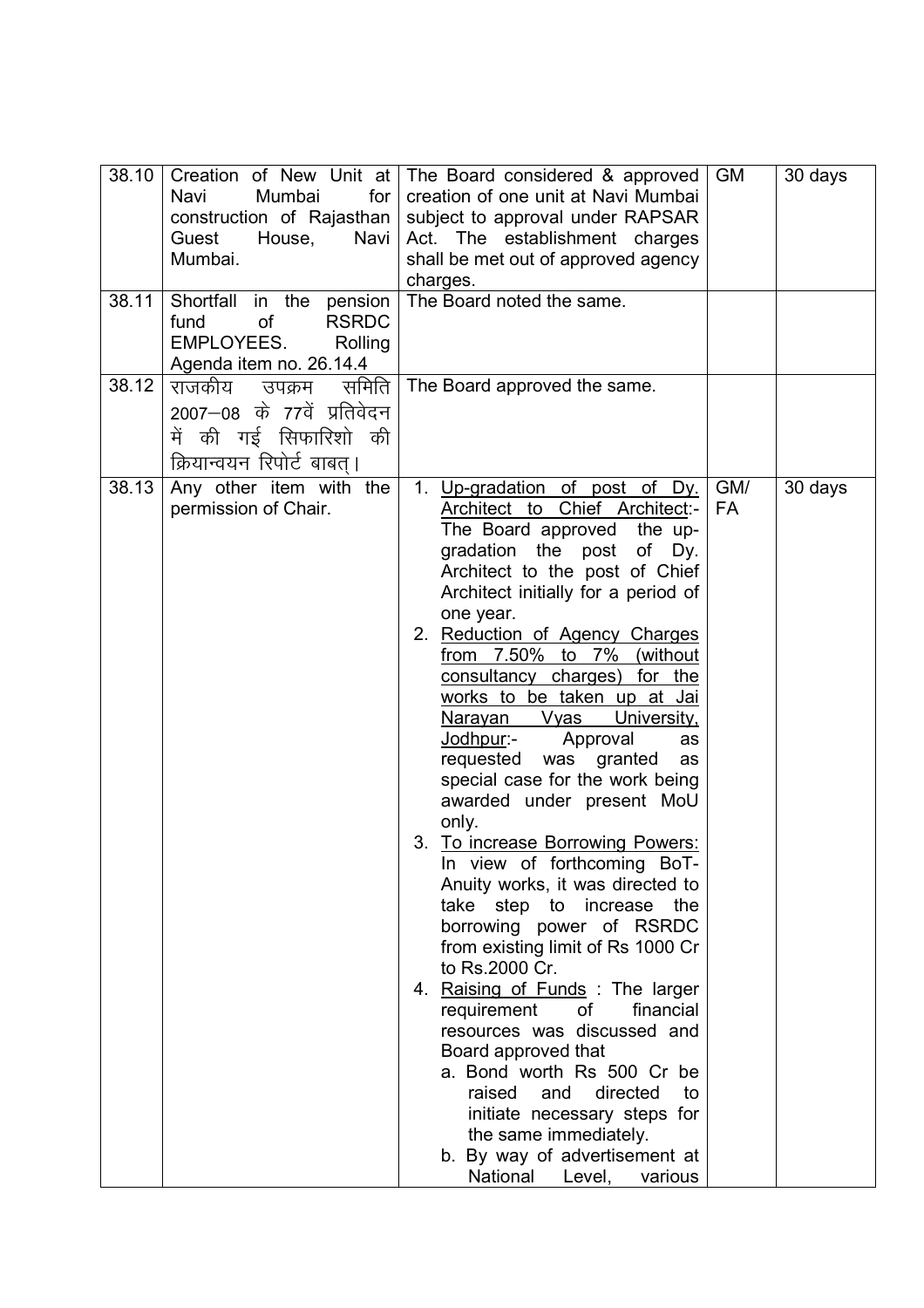| 38.10 | Creation of New Unit at Navi Mumbai for construction of Rajasthan Guest House, Navi Mumbai. | The Board considered & approved creation of one unit at Navi Mumbai subject to approval under RAPSAR Act. The establishment charges shall be met out of approved agency charges. | GM | 30 days |
|---|---|---|---|---|
| 38.11 | Shortfall in the pension fund of RSRDC EMPLOYEES. Rolling Agenda item no. 26.14.4 | The Board noted the same. | | |
| 38.12 | राजकीय उपक्रम समिति 2007–08 के 77वें प्रतिवेदन में की गई सिफारिशो की क्रियान्वयन रिपोर्ट बाबत्। | The Board approved the same. | | |
| 38.13 | Any other item with the permission of Chair. | 1. Up-gradation of post of Dy. Architect to Chief Architect:- The Board approved the up-gradation the post of Dy. Architect to the post of Chief Architect initially for a period of one year.<br>2. Reduction of Agency Charges from 7.50% to 7% (without consultancy charges) for the works to be taken up at Jai Narayan Vyas University, Jodhpur:- Approval as requested was granted as special case for the work being awarded under present MoU only.<br>3. To increase Borrowing Powers: In view of forthcoming BoT-Anuity works, it was directed to take step to increase the borrowing power of RSRDC from existing limit of Rs 1000 Cr to Rs.2000 Cr.<br>4. Raising of Funds : The larger requirement of financial resources was discussed and Board approved that<br>a. Bond worth Rs 500 Cr be raised and directed to initiate necessary steps for the same immediately.<br>b. By way of advertisement at National Level, various | GM/ FA | 30 days |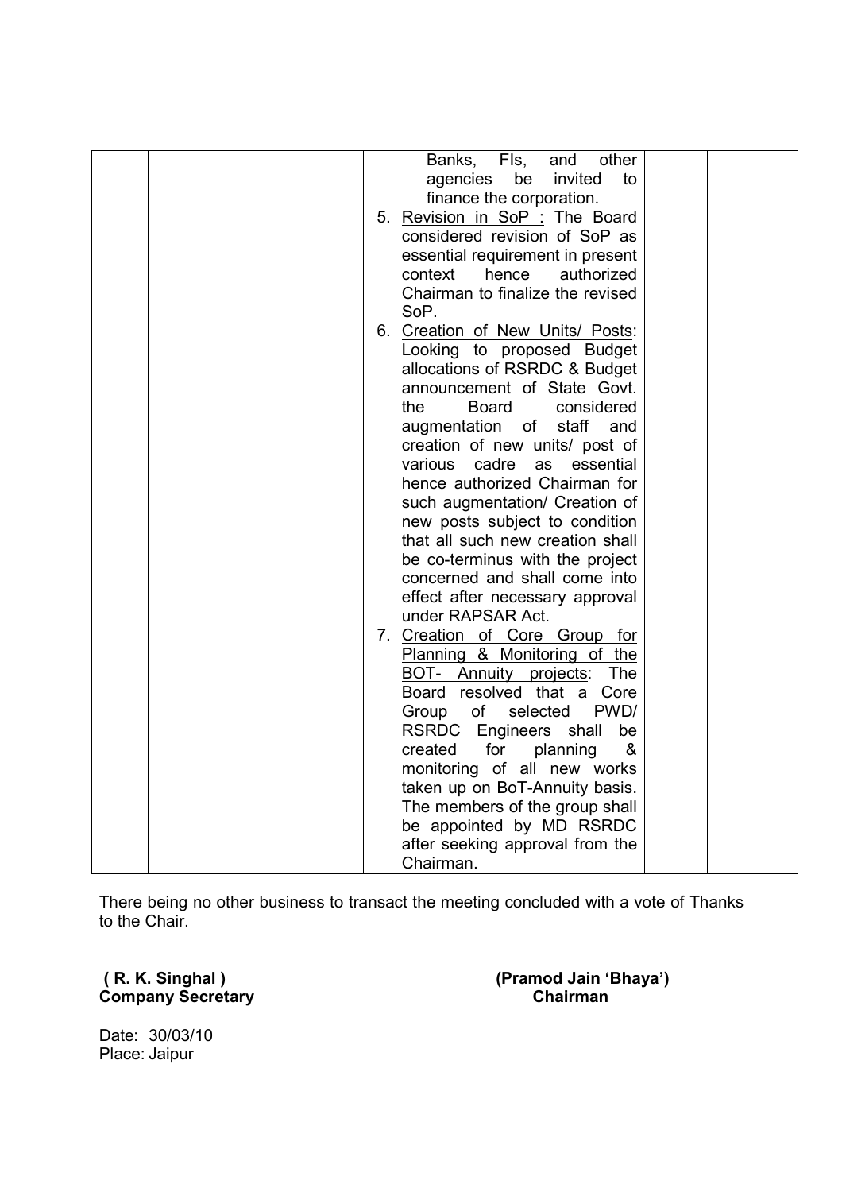| | | | | |
|---|---|---|---|---|
| | | Banks, FIs, and other agencies be invited to finance the corporation.<br>5. Revision in SoP : The Board considered revision of SoP as essential requirement in present context hence authorized Chairman to finalize the revised SoP.<br>6. Creation of New Units/ Posts: Looking to proposed Budget allocations of RSRDC & Budget announcement of State Govt. the Board considered augmentation of staff and creation of new units/ post of various cadre as essential hence authorized Chairman for such augmentation/ Creation of new posts subject to condition that all such new creation shall be co-terminus with the project concerned and shall come into effect after necessary approval under RAPSAR Act.<br>7. Creation of Core Group for Planning & Monitoring of the BOT- Annuity projects: The Board resolved that a Core Group of selected PWD/ RSRDC Engineers shall be created for planning & monitoring of all new works taken up on BoT-Annuity basis. The members of the group shall be appointed by MD RSRDC after seeking approval from the Chairman. | | |

There being no other business to transact the meeting concluded with a vote of Thanks to the Chair.

**( R. K. Singhal )**
**Company Secretary**

**(Pramod Jain 'Bhaya')**
**Chairman**

Date: 30/03/10
Place: Jaipur